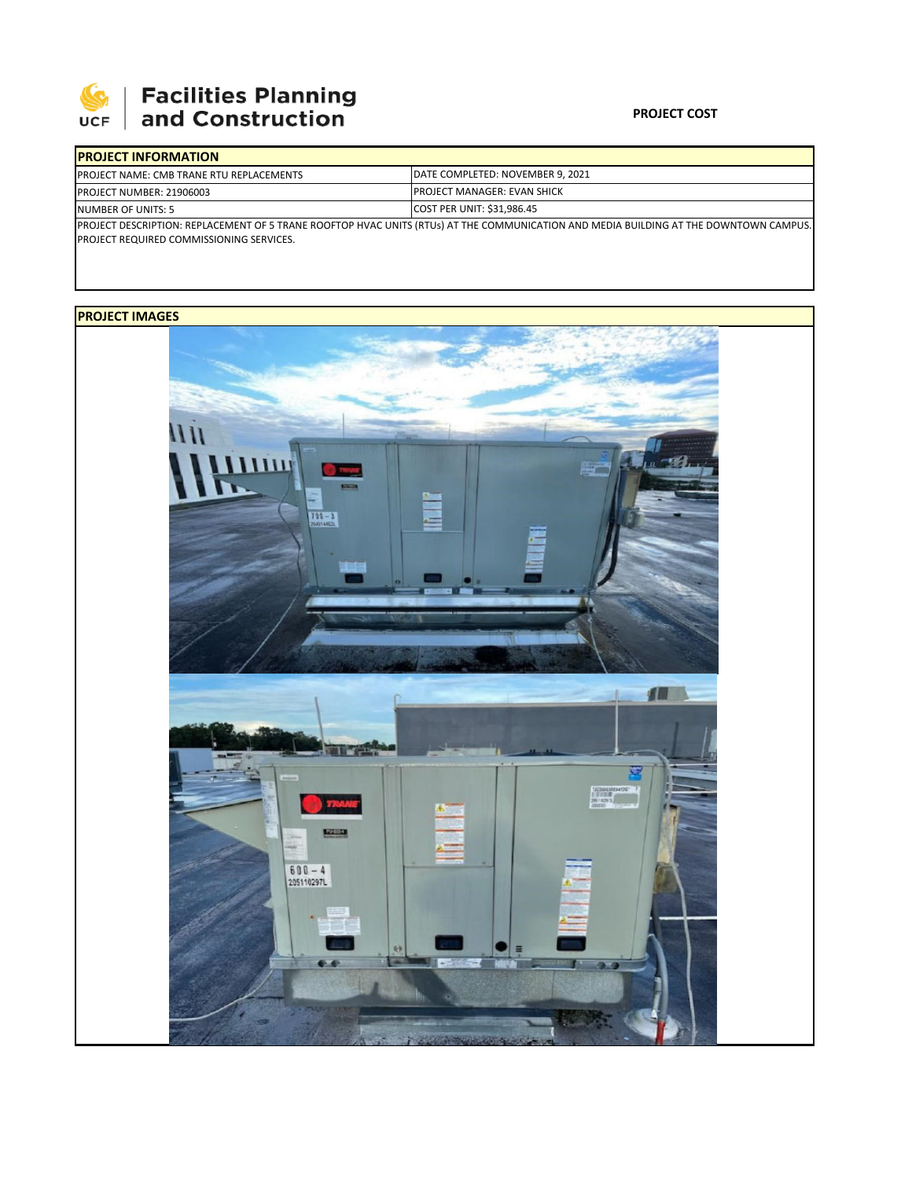# Facilities Planning and Construction

**PROJECT COST**

| PROJECT INFORMATION | |
|---|---|
| PROJECT NAME: CMB TRANE RTU REPLACEMENTS | DATE COMPLETED: NOVEMBER 9, 2021 |
| PROJECT NUMBER: 21906003 | PROJECT MANAGER: EVAN SHICK |
| NUMBER OF UNITS: 5 | COST PER UNIT: $31,986.45 |

PROJECT DESCRIPTION: REPLACEMENT OF 5 TRANE ROOFTOP HVAC UNITS (RTUs) AT THE COMMUNICATION AND MEDIA BUILDING AT THE DOWNTOWN CAMPUS. PROJECT REQUIRED COMMISSIONING SERVICES.

**PROJECT IMAGES**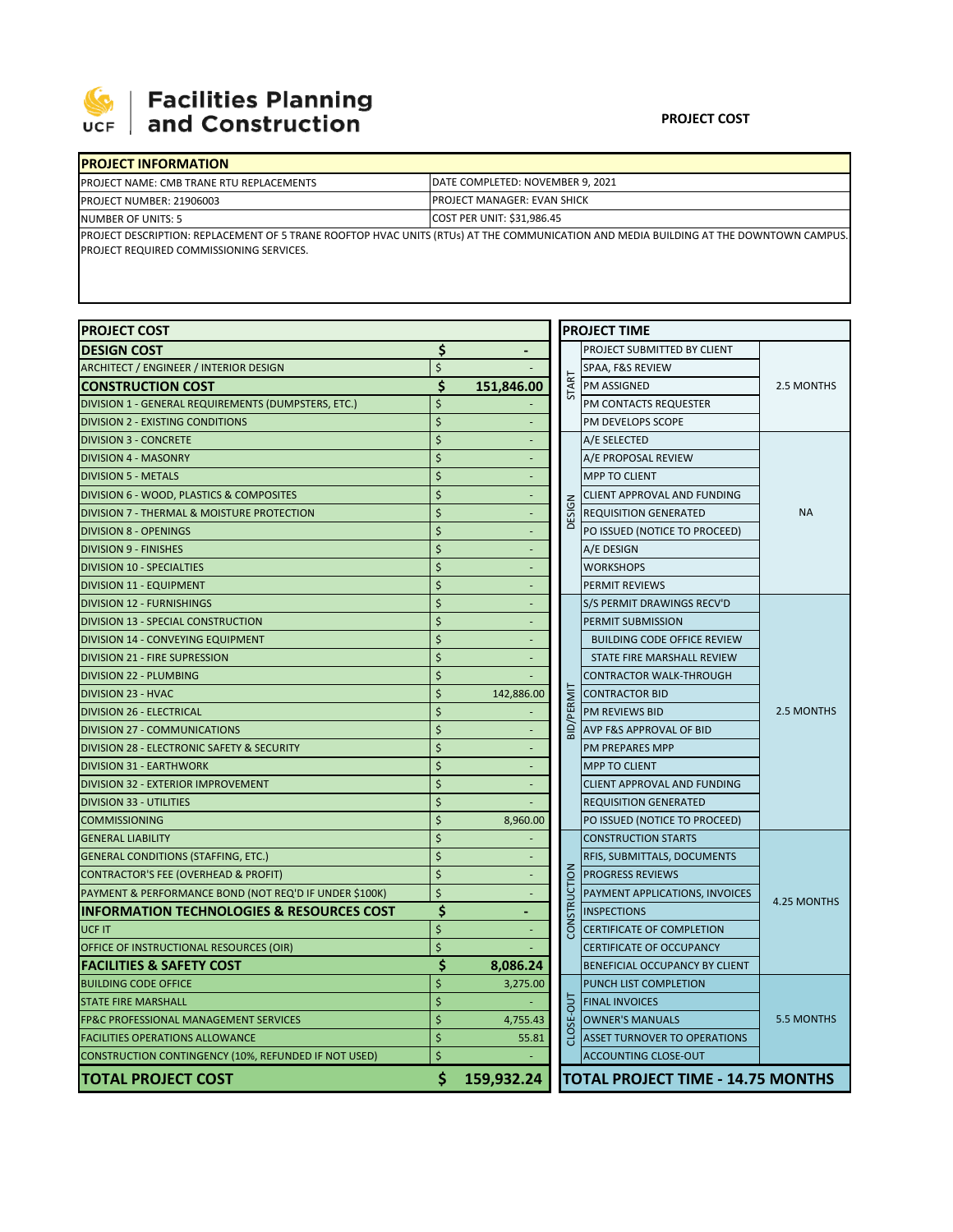**Facilities Planning and Construction**

UCF

**PROJECT COST**

| PROJECT INFORMATION | |
|---|---|
| PROJECT NAME: CMB TRANE RTU REPLACEMENTS | DATE COMPLETED: NOVEMBER 9, 2021 |
| PROJECT NUMBER: 21906003 | PROJECT MANAGER: EVAN SHICK |
| NUMBER OF UNITS: 5 | COST PER UNIT: $31,986.45 |
| PROJECT DESCRIPTION: REPLACEMENT OF 5 TRANE ROOFTOP HVAC UNITS (RTUs) AT THE COMMUNICATION AND MEDIA BUILDING AT THE DOWNTOWN CAMPUS. PROJECT REQUIRED COMMISSIONING SERVICES. | |

| PROJECT COST | | |
|---|---|---|
| **DESIGN COST** | **$** | **-** |
| ARCHITECT / ENGINEER / INTERIOR DESIGN | $ | - |
| **CONSTRUCTION COST** | **$** | **151,846.00** |
| DIVISION 1 - GENERAL REQUIREMENTS (DUMPSTERS, ETC.) | $ | - |
| DIVISION 2 - EXISTING CONDITIONS | $ | - |
| DIVISION 3 - CONCRETE | $ | - |
| DIVISION 4 - MASONRY | $ | - |
| DIVISION 5 - METALS | $ | - |
| DIVISION 6 - WOOD, PLASTICS & COMPOSITES | $ | - |
| DIVISION 7 - THERMAL & MOISTURE PROTECTION | $ | - |
| DIVISION 8 - OPENINGS | $ | - |
| DIVISION 9 - FINISHES | $ | - |
| DIVISION 10 - SPECIALTIES | $ | - |
| DIVISION 11 - EQUIPMENT | $ | - |
| DIVISION 12 - FURNISHINGS | $ | - |
| DIVISION 13 - SPECIAL CONSTRUCTION | $ | - |
| DIVISION 14 - CONVEYING EQUIPMENT | $ | - |
| DIVISION 21 - FIRE SUPRESSION | $ | - |
| DIVISION 22 - PLUMBING | $ | - |
| DIVISION 23 - HVAC | $ | 142,886.00 |
| DIVISION 26 - ELECTRICAL | $ | - |
| DIVISION 27 - COMMUNICATIONS | $ | - |
| DIVISION 28 - ELECTRONIC SAFETY & SECURITY | $ | - |
| DIVISION 31 - EARTHWORK | $ | - |
| DIVISION 32 - EXTERIOR IMPROVEMENT | $ | - |
| DIVISION 33 - UTILITIES | $ | - |
| COMMISSIONING | $ | 8,960.00 |
| GENERAL LIABILITY | $ | - |
| GENERAL CONDITIONS (STAFFING, ETC.) | $ | - |
| CONTRACTOR'S FEE (OVERHEAD & PROFIT) | $ | - |
| PAYMENT & PERFORMANCE BOND (NOT REQ'D IF UNDER $100K) | $ | - |
| **INFORMATION TECHNOLOGIES & RESOURCES COST** | **$** | **-** |
| UCF IT | $ | - |
| OFFICE OF INSTRUCTIONAL RESOURCES (OIR) | $ | - |
| **FACILITIES & SAFETY COST** | **$** | **8,086.24** |
| BUILDING CODE OFFICE | $ | 3,275.00 |
| STATE FIRE MARSHALL | $ | - |
| FP&C PROFESSIONAL MANAGEMENT SERVICES | $ | 4,755.43 |
| FACILITIES OPERATIONS ALLOWANCE | $ | 55.81 |
| CONSTRUCTION CONTINGENCY (10%, REFUNDED IF NOT USED) | $ | - |
| **TOTAL PROJECT COST** | **$** | **159,932.24** |

| PROJECT TIME | | |
|---|---|---|
| START | PROJECT SUBMITTED BY CLIENT | 2.5 MONTHS |
| | SPAA, F&S REVIEW | |
| | PM ASSIGNED | |
| | PM CONTACTS REQUESTER | |
| | PM DEVELOPS SCOPE | |
| DESIGN | A/E SELECTED | NA |
| | A/E PROPOSAL REVIEW | |
| | MPP TO CLIENT | |
| | CLIENT APPROVAL AND FUNDING | |
| | REQUISITION GENERATED | |
| | PO ISSUED (NOTICE TO PROCEED) | |
| | A/E DESIGN | |
| | WORKSHOPS | |
| | PERMIT REVIEWS | |
| BID/PERMIT | S/S PERMIT DRAWINGS RECV'D | 2.5 MONTHS |
| | PERMIT SUBMISSION | |
| | BUILDING CODE OFFICE REVIEW | |
| | STATE FIRE MARSHALL REVIEW | |
| | CONTRACTOR WALK-THROUGH | |
| | CONTRACTOR BID | |
| | PM REVIEWS BID | |
| | AVP F&S APPROVAL OF BID | |
| | PM PREPARES MPP | |
| | MPP TO CLIENT | |
| | CLIENT APPROVAL AND FUNDING | |
| | REQUISITION GENERATED | |
| | PO ISSUED (NOTICE TO PROCEED) | |
| CONSTRUCTION | CONSTRUCTION STARTS | 4.25 MONTHS |
| | RFIS, SUBMITTALS, DOCUMENTS | |
| | PROGRESS REVIEWS | |
| | PAYMENT APPLICATIONS, INVOICES | |
| | INSPECTIONS | |
| | CERTIFICATE OF COMPLETION | |
| | CERTIFICATE OF OCCUPANCY | |
| | BENEFICIAL OCCUPANCY BY CLIENT | |
| CLOSE-OUT | PUNCH LIST COMPLETION | 5.5 MONTHS |
| | FINAL INVOICES | |
| | OWNER'S MANUALS | |
| | ASSET TURNOVER TO OPERATIONS | |
| | ACCOUNTING CLOSE-OUT | |
| **TOTAL PROJECT TIME - 14.75 MONTHS** | | |